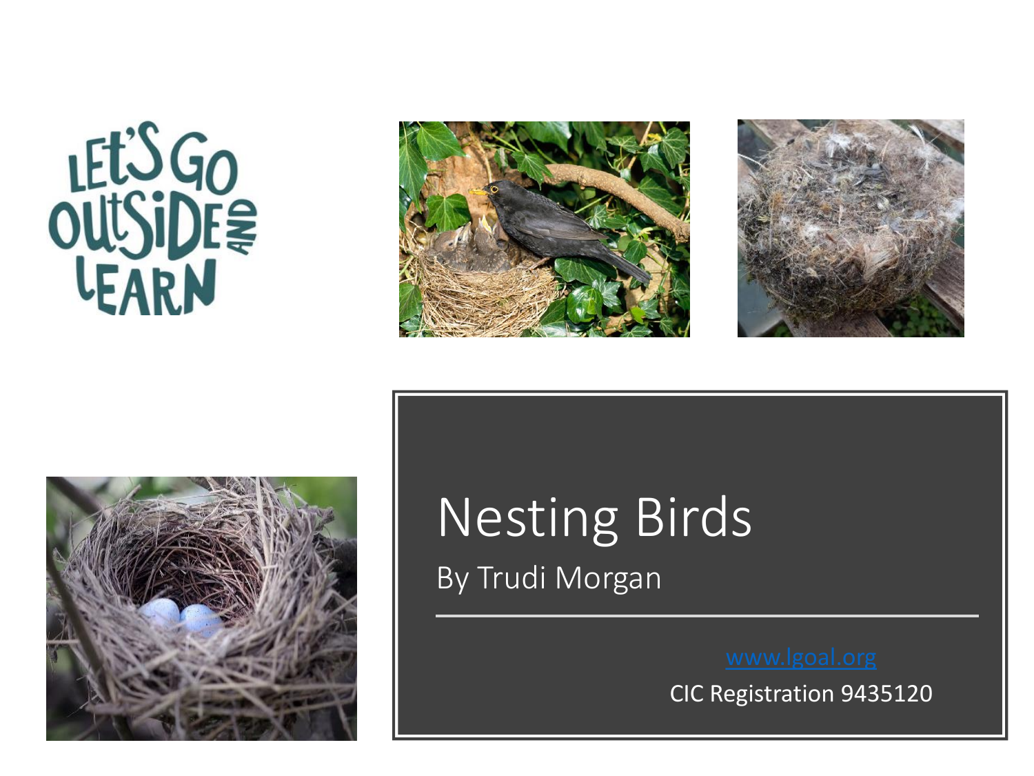LET'S GO OUTSIDE AND LEARN

# Nesting Birds

By Trudi Morgan

www.lgoal.org

CIC Registration 9435120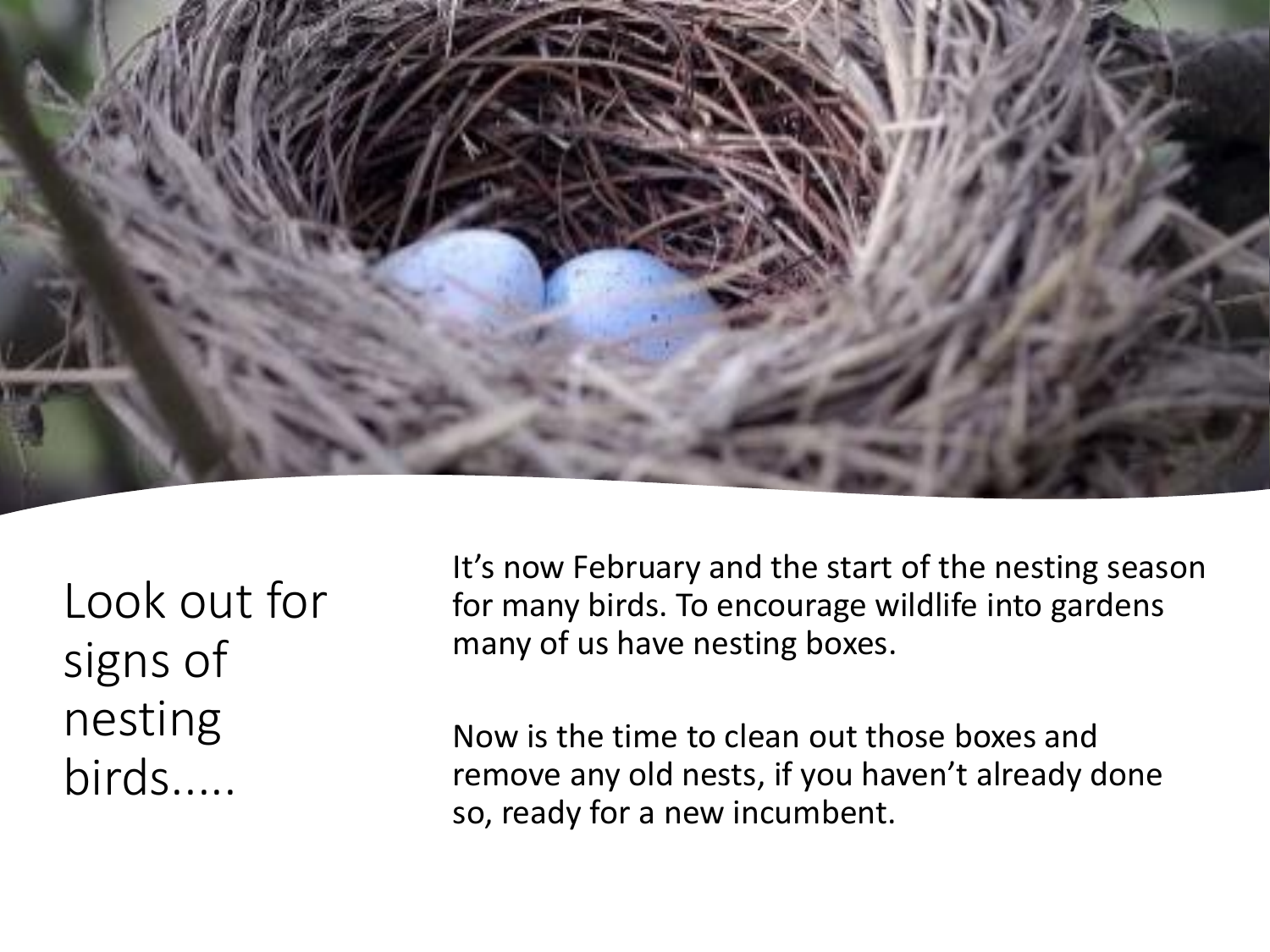# Look out for signs of nesting birds.....

It's now February and the start of the nesting season for many birds. To encourage wildlife into gardens many of us have nesting boxes.

Now is the time to clean out those boxes and remove any old nests, if you haven't already done so, ready for a new incumbent.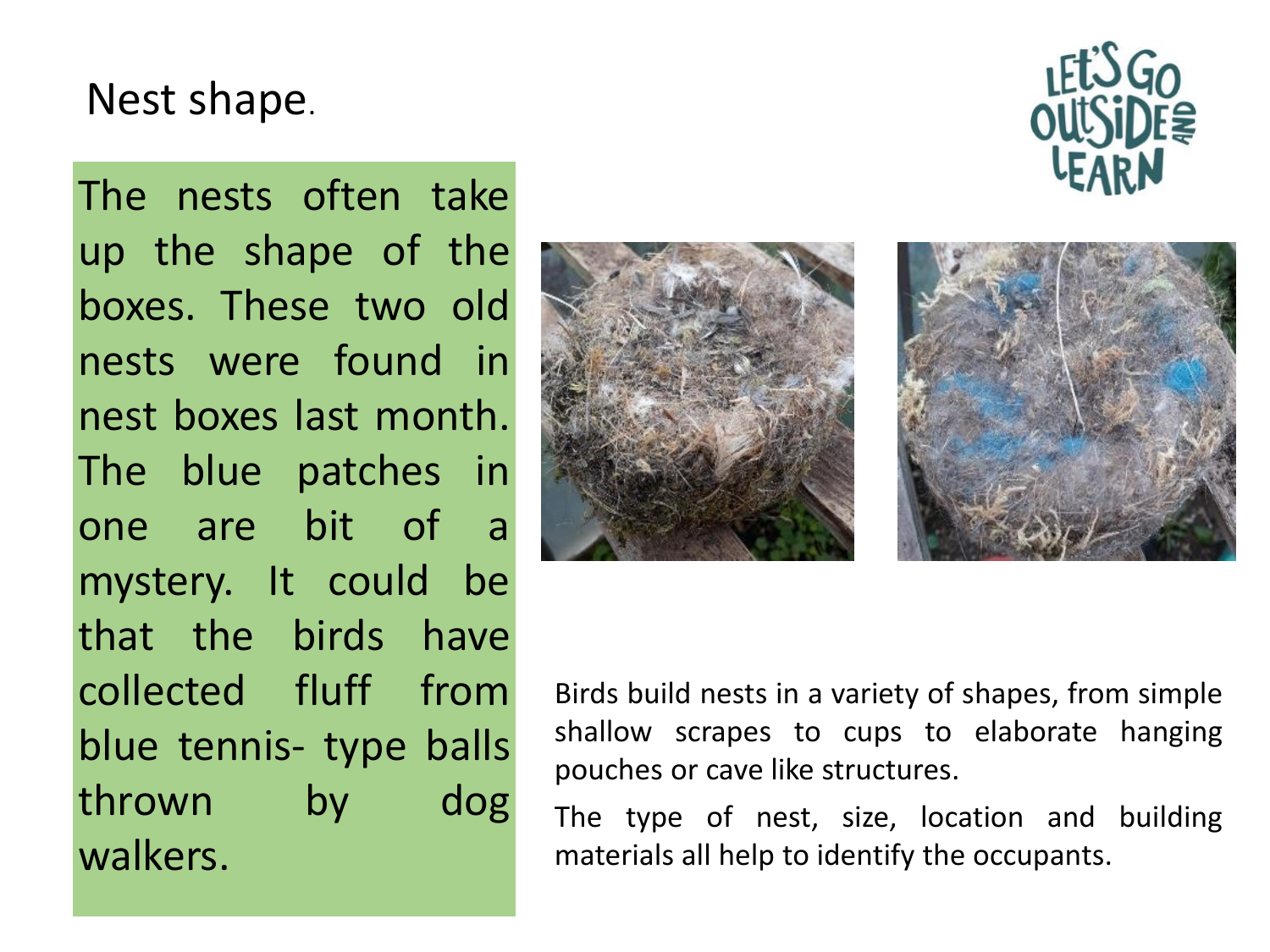# Nest shape.

The nests often take up the shape of the boxes. These two old nests were found in nest boxes last month. The blue patches in one are bit of a mystery. It could be that the birds have collected fluff from blue tennis- type balls thrown by dog walkers.

Birds build nests in a variety of shapes, from simple shallow scrapes to cups to elaborate hanging pouches or cave like structures.

The type of nest, size, location and building materials all help to identify the occupants.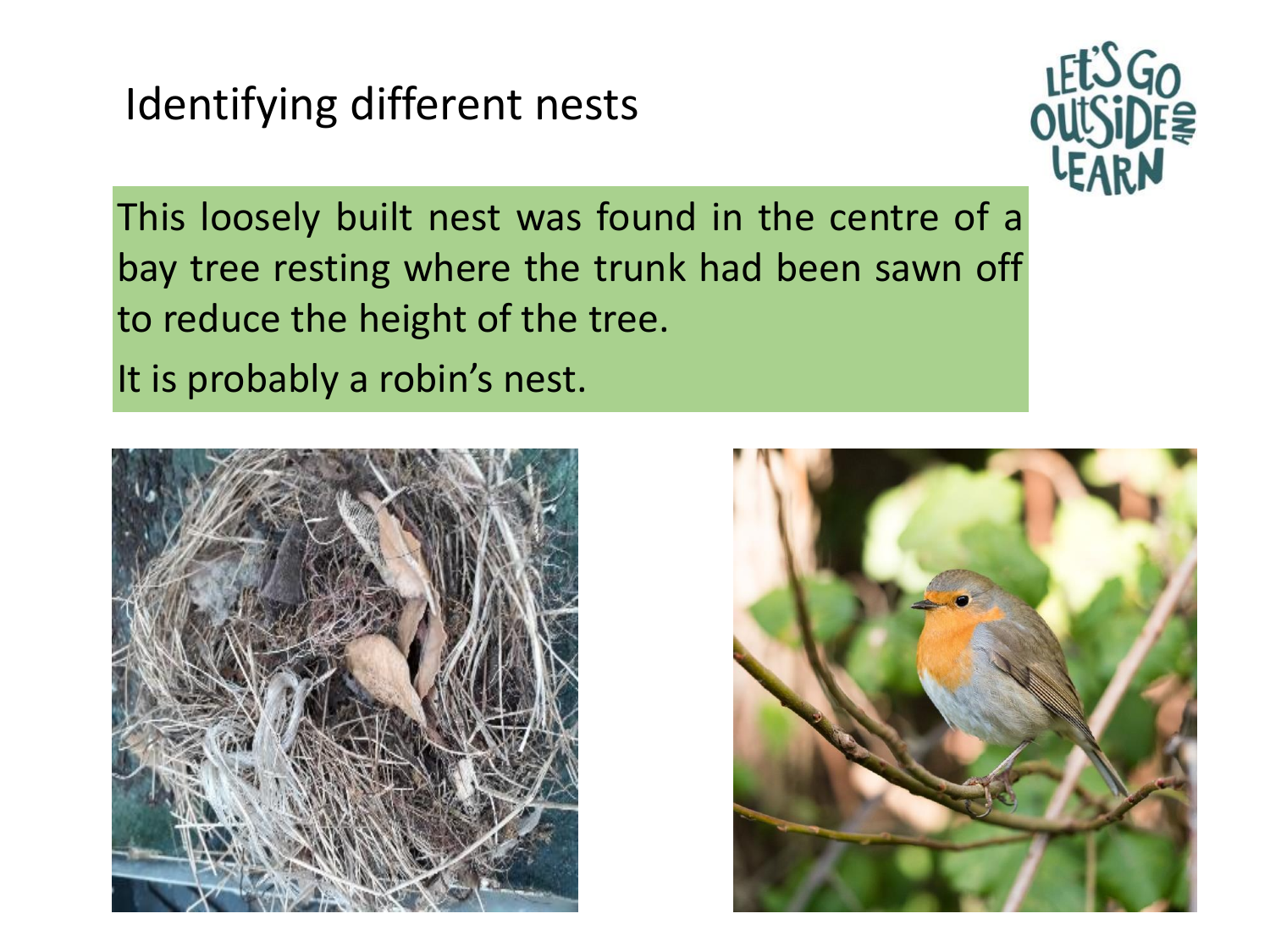# Identifying different nests

This loosely built nest was found in the centre of a bay tree resting where the trunk had been sawn off to reduce the height of the tree.

It is probably a robin's nest.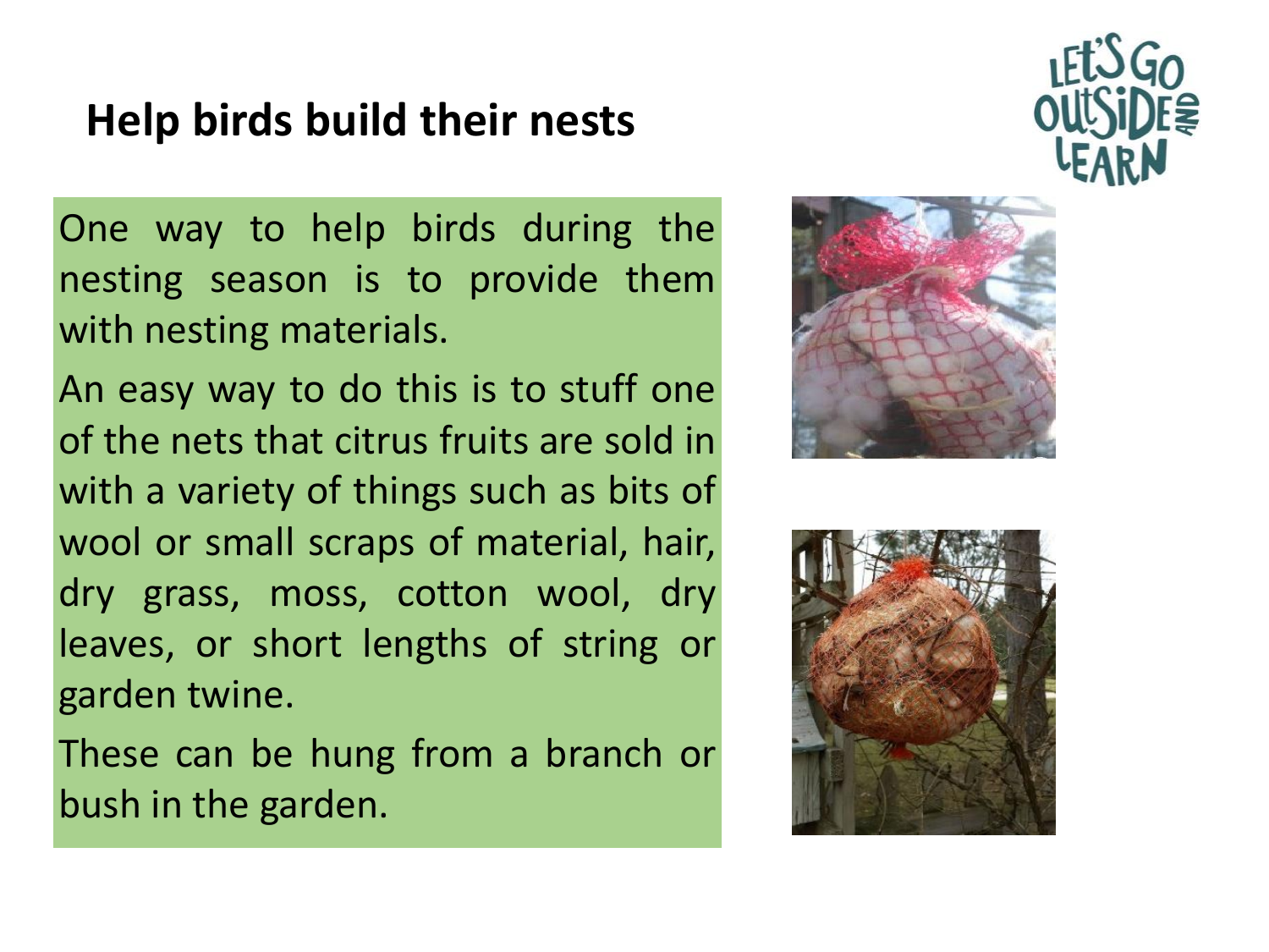## Help birds build their nests

One way to help birds during the nesting season is to provide them with nesting materials.

An easy way to do this is to stuff one of the nets that citrus fruits are sold in with a variety of things such as bits of wool or small scraps of material, hair, dry grass, moss, cotton wool, dry leaves, or short lengths of string or garden twine.

These can be hung from a branch or bush in the garden.